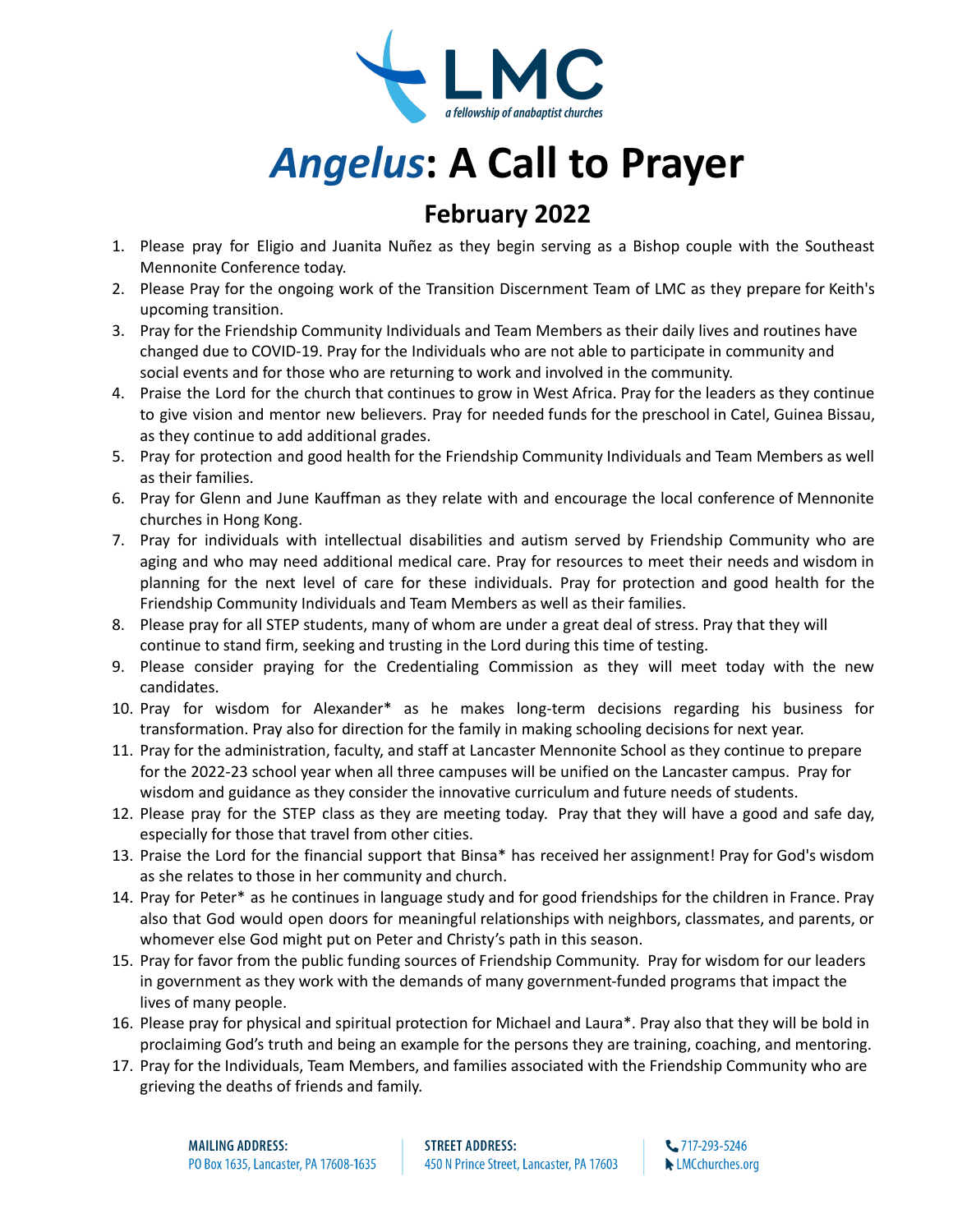LMC

*a fellowship of anabaptist churches*

# *Angelus*: A Call to Prayer

## February 2022

1. Please pray for Eligio and Juanita Nuñez as they begin serving as a Bishop couple with the Southeast Mennonite Conference today.
2. Please Pray for the ongoing work of the Transition Discernment Team of LMC as they prepare for Keith's upcoming transition.
3. Pray for the Friendship Community Individuals and Team Members as their daily lives and routines have changed due to COVID-19. Pray for the Individuals who are not able to participate in community and social events and for those who are returning to work and involved in the community.
4. Praise the Lord for the church that continues to grow in West Africa. Pray for the leaders as they continue to give vision and mentor new believers. Pray for needed funds for the preschool in Catel, Guinea Bissau, as they continue to add additional grades.
5. Pray for protection and good health for the Friendship Community Individuals and Team Members as well as their families.
6. Pray for Glenn and June Kauffman as they relate with and encourage the local conference of Mennonite churches in Hong Kong.
7. Pray for individuals with intellectual disabilities and autism served by Friendship Community who are aging and who may need additional medical care. Pray for resources to meet their needs and wisdom in planning for the next level of care for these individuals. Pray for protection and good health for the Friendship Community Individuals and Team Members as well as their families.
8. Please pray for all STEP students, many of whom are under a great deal of stress. Pray that they will continue to stand firm, seeking and trusting in the Lord during this time of testing.
9. Please consider praying for the Credentialing Commission as they will meet today with the new candidates.
10. Pray for wisdom for Alexander* as he makes long-term decisions regarding his business for transformation. Pray also for direction for the family in making schooling decisions for next year.
11. Pray for the administration, faculty, and staff at Lancaster Mennonite School as they continue to prepare for the 2022-23 school year when all three campuses will be unified on the Lancaster campus. Pray for wisdom and guidance as they consider the innovative curriculum and future needs of students.
12. Please pray for the STEP class as they are meeting today. Pray that they will have a good and safe day, especially for those that travel from other cities.
13. Praise the Lord for the financial support that Binsa* has received her assignment! Pray for God's wisdom as she relates to those in her community and church.
14. Pray for Peter* as he continues in language study and for good friendships for the children in France. Pray also that God would open doors for meaningful relationships with neighbors, classmates, and parents, or whomever else God might put on Peter and Christy's path in this season.
15. Pray for favor from the public funding sources of Friendship Community. Pray for wisdom for our leaders in government as they work with the demands of many government-funded programs that impact the lives of many people.
16. Please pray for physical and spiritual protection for Michael and Laura*. Pray also that they will be bold in proclaiming God's truth and being an example for the persons they are training, coaching, and mentoring.
17. Pray for the Individuals, Team Members, and families associated with the Friendship Community who are grieving the deaths of friends and family.

**MAILING ADDRESS:** PO Box 1635, Lancaster, PA 17608-1635 | **STREET ADDRESS:** 450 N Prince Street, Lancaster, PA 17603 | 717-293-5246 | LMCchurches.org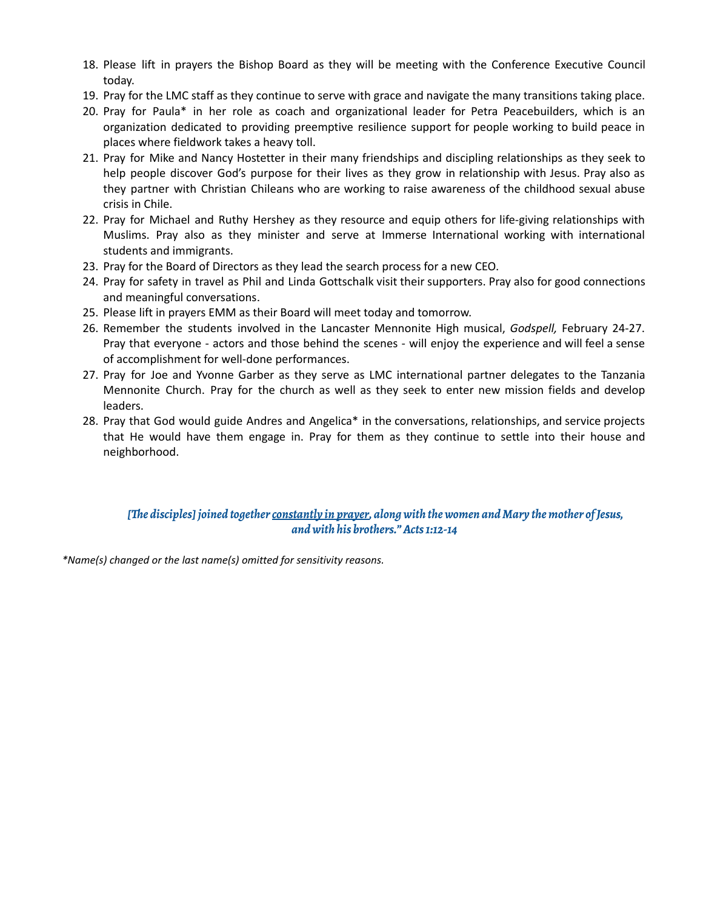18. Please lift in prayers the Bishop Board as they will be meeting with the Conference Executive Council today.
19. Pray for the LMC staff as they continue to serve with grace and navigate the many transitions taking place.
20. Pray for Paula* in her role as coach and organizational leader for Petra Peacebuilders, which is an organization dedicated to providing preemptive resilience support for people working to build peace in places where fieldwork takes a heavy toll.
21. Pray for Mike and Nancy Hostetter in their many friendships and discipling relationships as they seek to help people discover God's purpose for their lives as they grow in relationship with Jesus. Pray also as they partner with Christian Chileans who are working to raise awareness of the childhood sexual abuse crisis in Chile.
22. Pray for Michael and Ruthy Hershey as they resource and equip others for life-giving relationships with Muslims. Pray also as they minister and serve at Immerse International working with international students and immigrants.
23. Pray for the Board of Directors as they lead the search process for a new CEO.
24. Pray for safety in travel as Phil and Linda Gottschalk visit their supporters. Pray also for good connections and meaningful conversations.
25. Please lift in prayers EMM as their Board will meet today and tomorrow.
26. Remember the students involved in the Lancaster Mennonite High musical, *Godspell,* February 24-27. Pray that everyone - actors and those behind the scenes - will enjoy the experience and will feel a sense of accomplishment for well-done performances.
27. Pray for Joe and Yvonne Garber as they serve as LMC international partner delegates to the Tanzania Mennonite Church. Pray for the church as well as they seek to enter new mission fields and develop leaders.
28. Pray that God would guide Andres and Angelica* in the conversations, relationships, and service projects that He would have them engage in. Pray for them as they continue to settle into their house and neighborhood.

***[The disciples] joined together <u>constantly in prayer</u>, along with the women and Mary the mother of Jesus, and with his brothers." Acts 1:12-14***

*\*Name(s) changed or the last name(s) omitted for sensitivity reasons.*